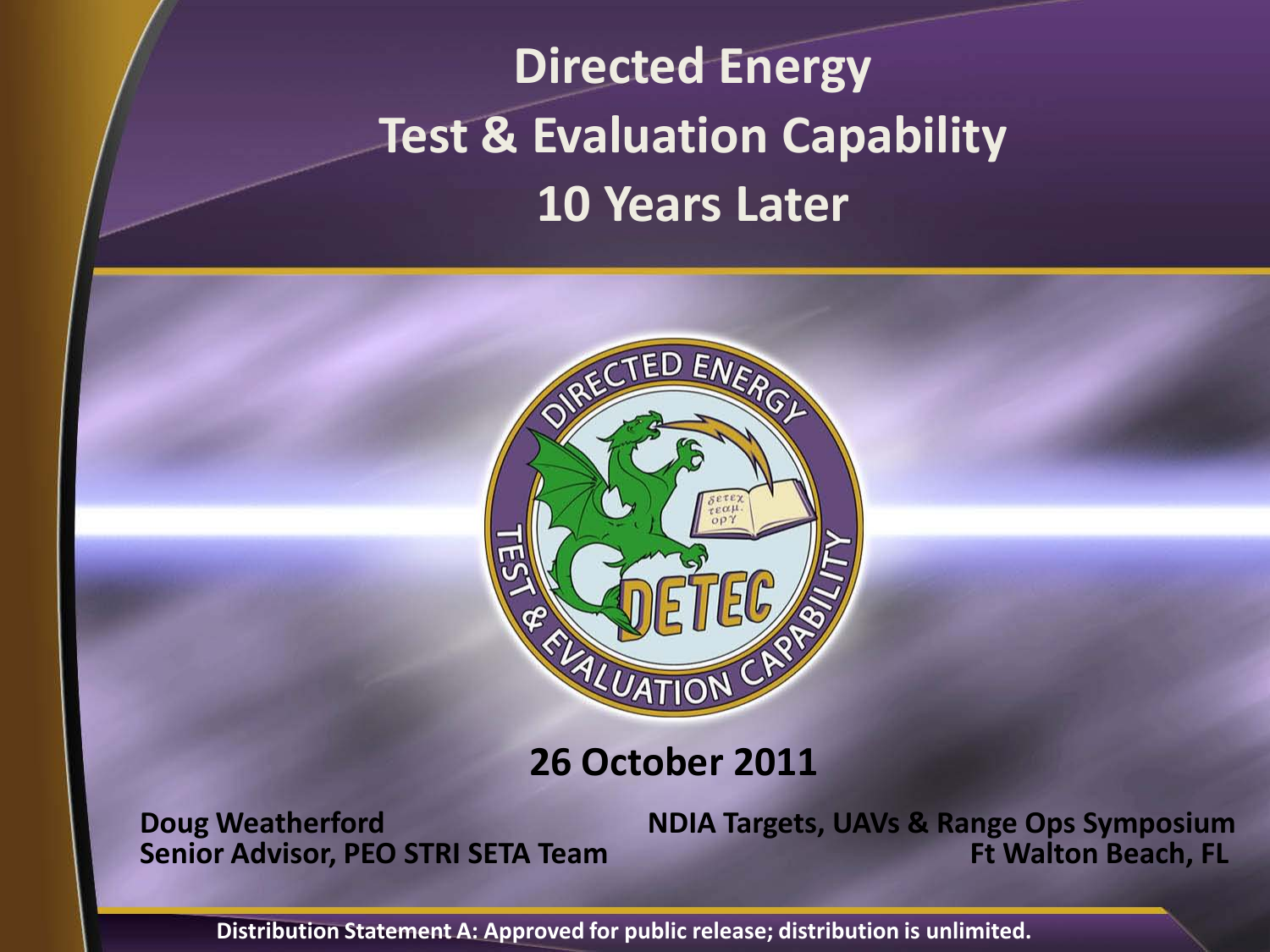# Directed Energy Test & Evaluation Capability 10 Years Later

**26 October 2011**

**Doug Weatherford**
**Senior Advisor, PEO STRI SETA Team**

**NDIA Targets, UAVs & Range Ops Symposium**
**Ft Walton Beach, FL**

**Distribution Statement A: Approved for public release; distribution is unlimited.**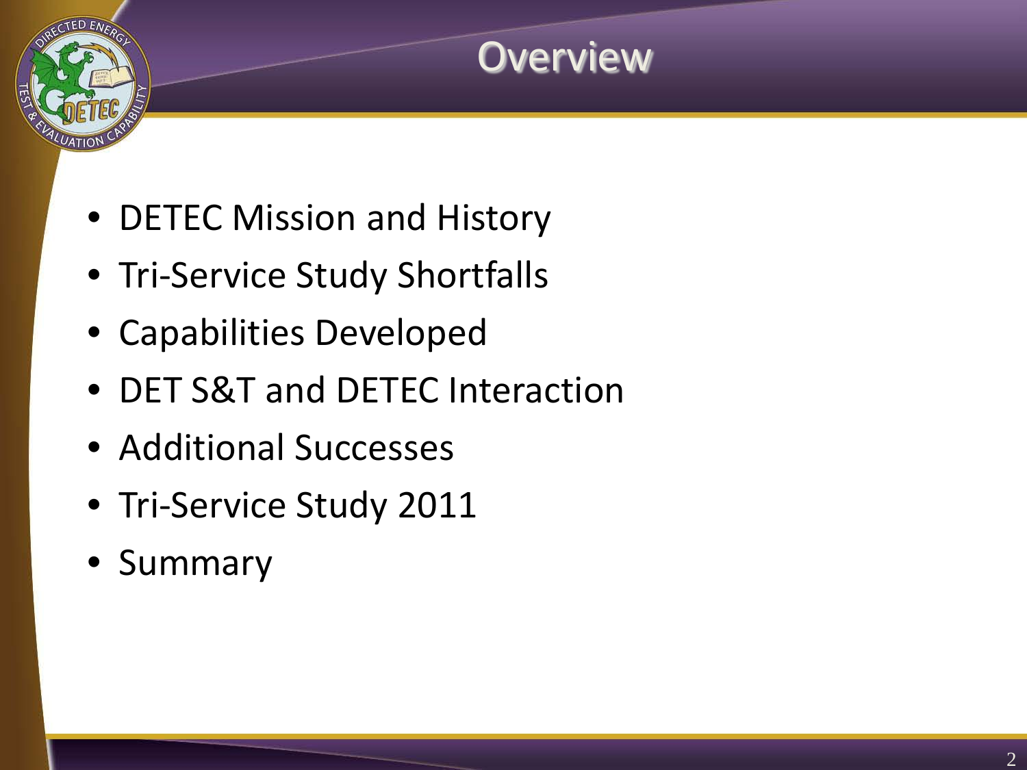# Overview

- DETEC Mission and History
- Tri-Service Study Shortfalls
- Capabilities Developed
- DET S&T and DETEC Interaction
- Additional Successes
- Tri-Service Study 2011
- Summary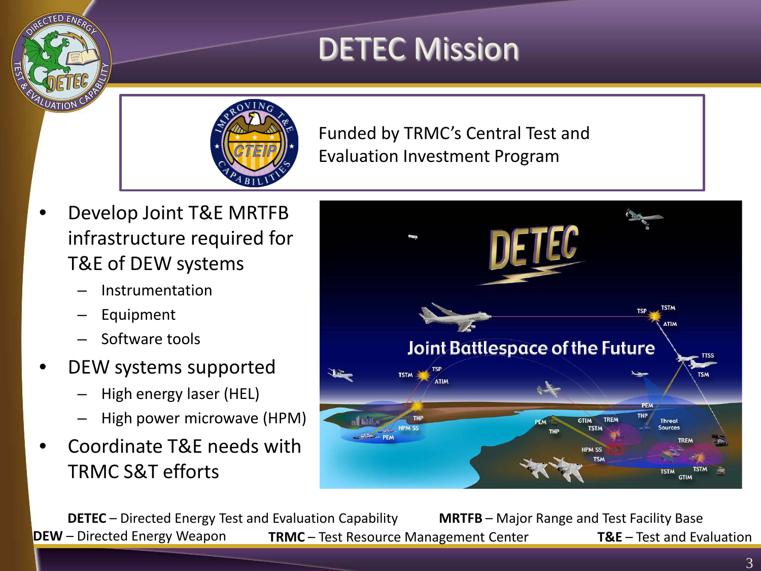# DETEC Mission

Funded by TRMC's Central Test and Evaluation Investment Program

- Develop Joint T&E MRTFB infrastructure required for T&E of DEW systems
  - Instrumentation
  - Equipment
  - Software tools
- DEW systems supported
  - High energy laser (HEL)
  - High power microwave (HPM)
- Coordinate T&E needs with TRMC S&T efforts

**DETEC** – Directed Energy Test and Evaluation Capability
**MRTFB** – Major Range and Test Facility Base
**DEW** – Directed Energy Weapon
**TRMC** – Test Resource Management Center
**T&E** – Test and Evaluation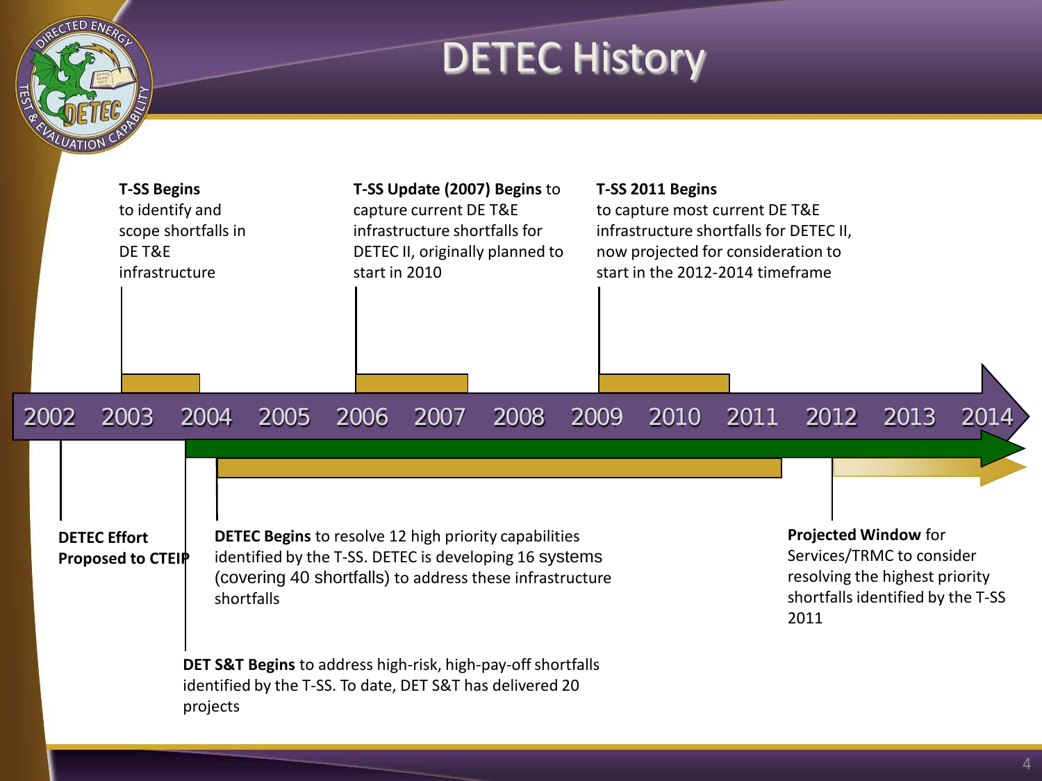# DETEC History

**T-SS Begins** to identify and scope shortfalls in DE T&E infrastructure

**T-SS Update (2007) Begins** to capture current DE T&E infrastructure shortfalls for DETEC II, originally planned to start in 2010

**T-SS 2011 Begins** to capture most current DE T&E infrastructure shortfalls for DETEC II, now projected for consideration to start in the 2012-2014 timeframe

2002 2003 2004 2005 2006 2007 2008 2009 2010 2011 2012 2013 2014

**DETEC Effort Proposed to CTEIP**

**DETEC Begins** to resolve 12 high priority capabilities identified by the T-SS. DETEC is developing 16 systems (covering 40 shortfalls) to address these infrastructure shortfalls

**Projected Window** for Services/TRMC to consider resolving the highest priority shortfalls identified by the T-SS 2011

**DET S&T Begins** to address high-risk, high-pay-off shortfalls identified by the T-SS. To date, DET S&T has delivered 20 projects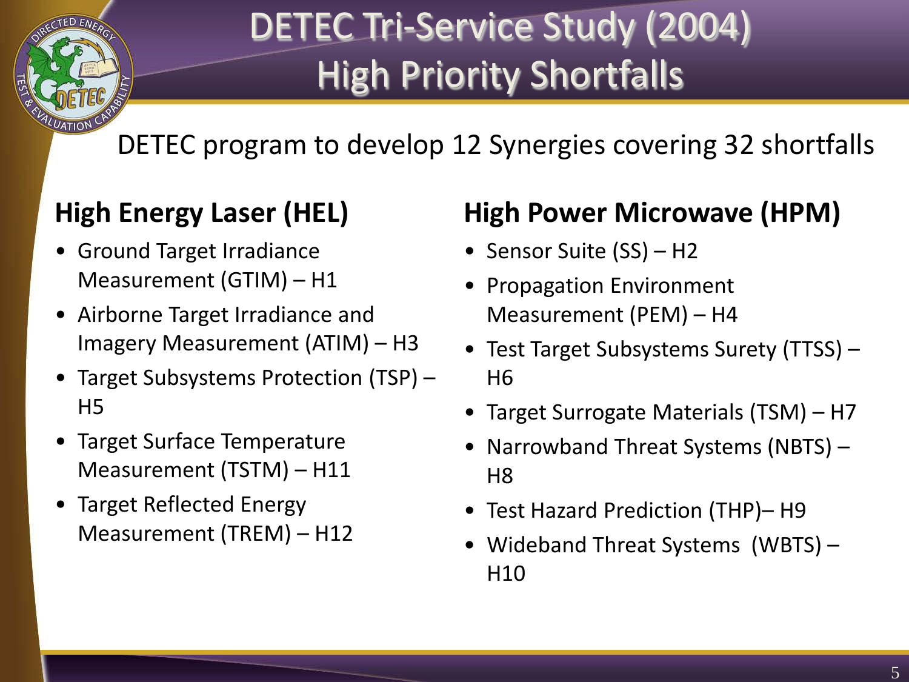# DETEC Tri-Service Study (2004) High Priority Shortfalls

DETEC program to develop 12 Synergies covering 32 shortfalls

## High Energy Laser (HEL)

- Ground Target Irradiance Measurement (GTIM) – H1
- Airborne Target Irradiance and Imagery Measurement (ATIM) – H3
- Target Subsystems Protection (TSP) – H5
- Target Surface Temperature Measurement (TSTM) – H11
- Target Reflected Energy Measurement (TREM) – H12

## High Power Microwave (HPM)

- Sensor Suite (SS) – H2
- Propagation Environment Measurement (PEM) – H4
- Test Target Subsystems Surety (TTSS) – H6
- Target Surrogate Materials (TSM) – H7
- Narrowband Threat Systems (NBTS) – H8
- Test Hazard Prediction (THP)– H9
- Wideband Threat Systems (WBTS) – H10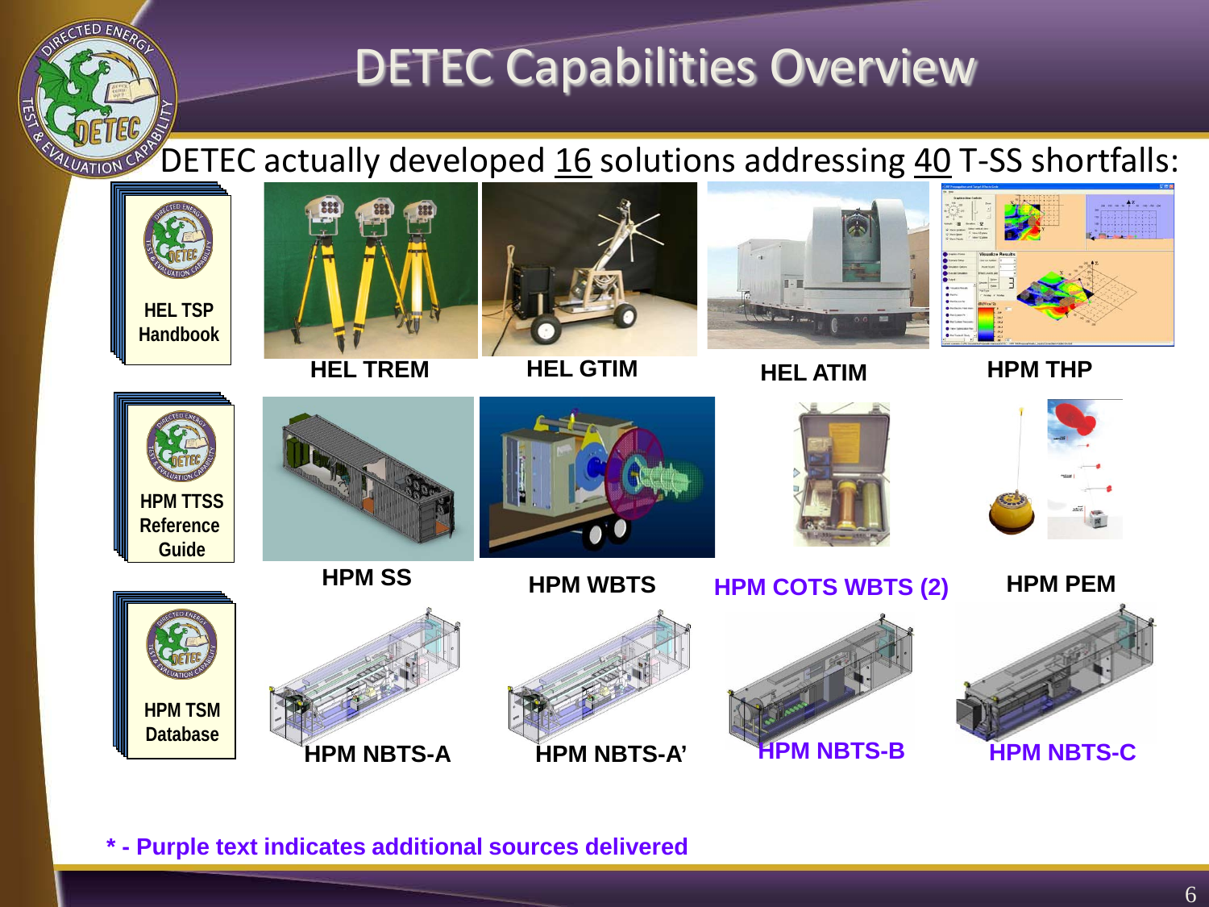# DETEC Capabilities Overview

DETEC actually developed 16 solutions addressing 40 T-SS shortfalls:

HEL TSP Handbook

HEL TREM

HEL GTIM

HEL ATIM

HPM THP

HPM TTSS Reference Guide

HPM SS

HPM WBTS

HPM COTS WBTS (2)

HPM PEM

HPM TSM Database

HPM NBTS-A

HPM NBTS-A'

HPM NBTS-B

HPM NBTS-C

**\* - Purple text indicates additional sources delivered**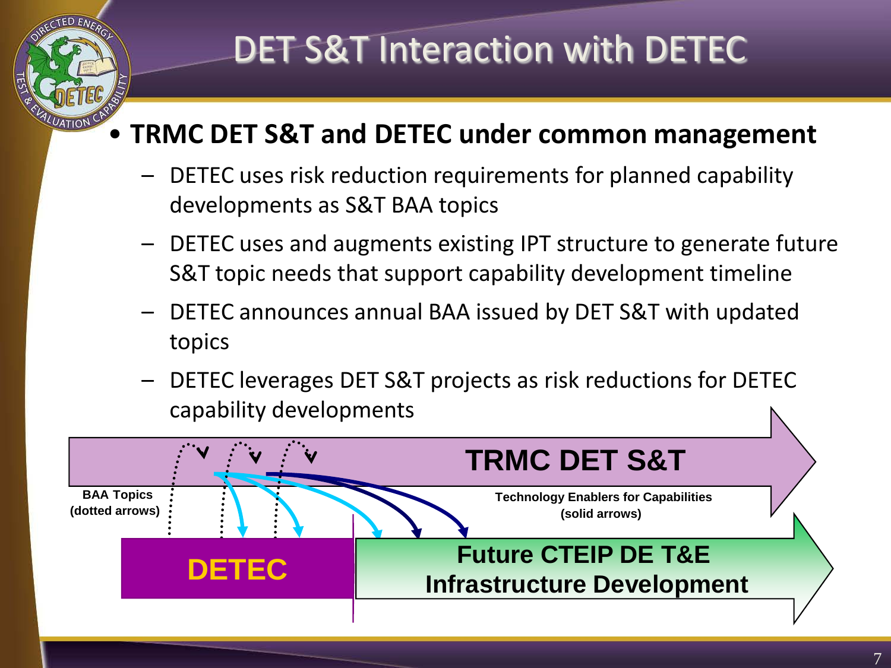# DET S&T Interaction with DETEC

- **TRMC DET S&T and DETEC under common management**
  - DETEC uses risk reduction requirements for planned capability developments as S&T BAA topics
  - DETEC uses and augments existing IPT structure to generate future S&T topic needs that support capability development timeline
  - DETEC announces annual BAA issued by DET S&T with updated topics
  - DETEC leverages DET S&T projects as risk reductions for DETEC capability developments

**TRMC DET S&T**

**BAA Topics (dotted arrows)**

**Technology Enablers for Capabilities (solid arrows)**

**DETEC**

**Future CTEIP DE T&E Infrastructure Development**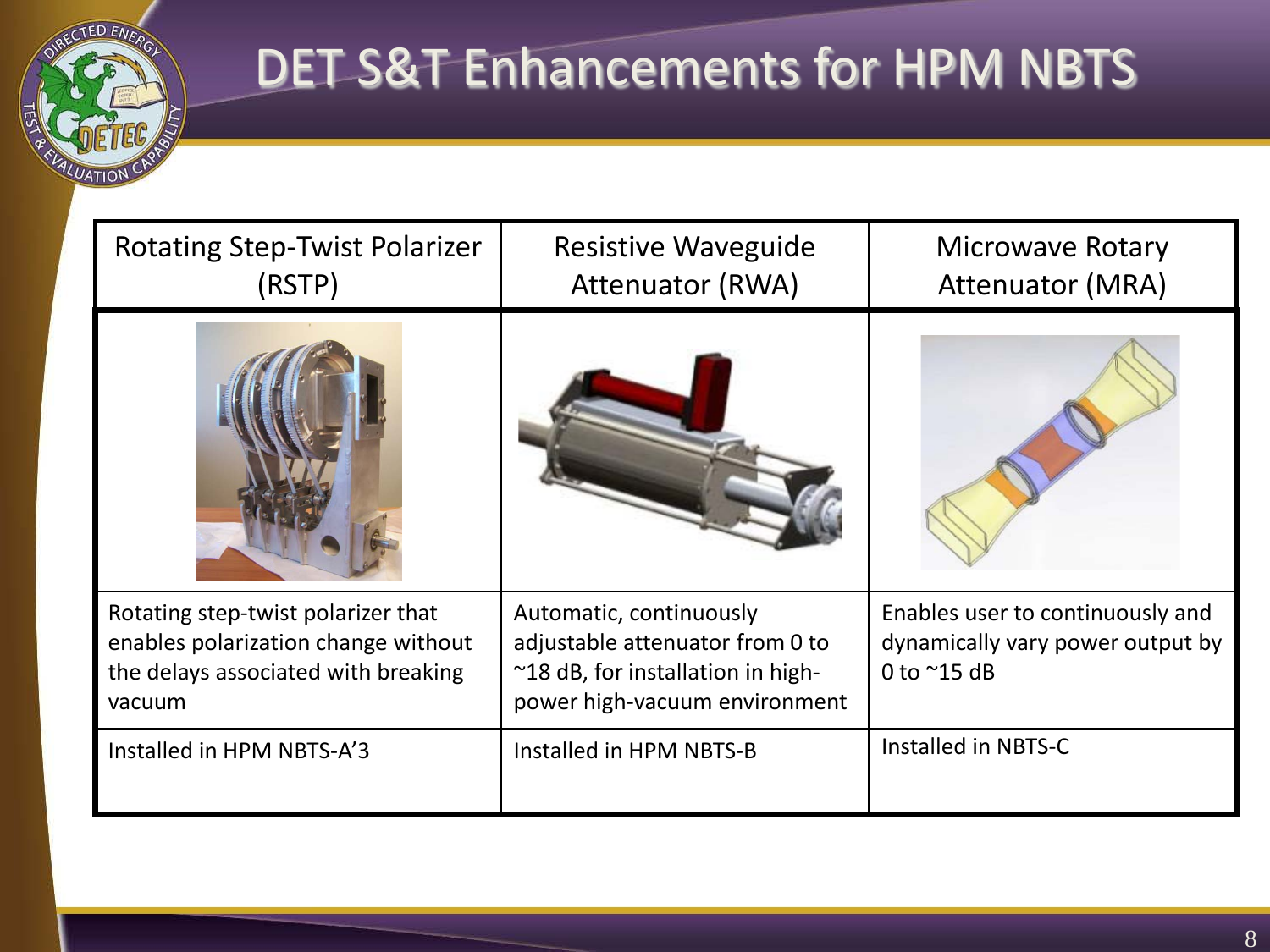# DET S&T Enhancements for HPM NBTS

| Rotating Step-Twist Polarizer (RSTP) | Resistive Waveguide Attenuator (RWA) | Microwave Rotary Attenuator (MRA) |
|---|---|---|
| | | |
| Rotating step-twist polarizer that enables polarization change without the delays associated with breaking vacuum | Automatic, continuously adjustable attenuator from 0 to ~18 dB, for installation in high-power high-vacuum environment | Enables user to continuously and dynamically vary power output by 0 to ~15 dB |
| Installed in HPM NBTS-A'3 | Installed in HPM NBTS-B | Installed in NBTS-C |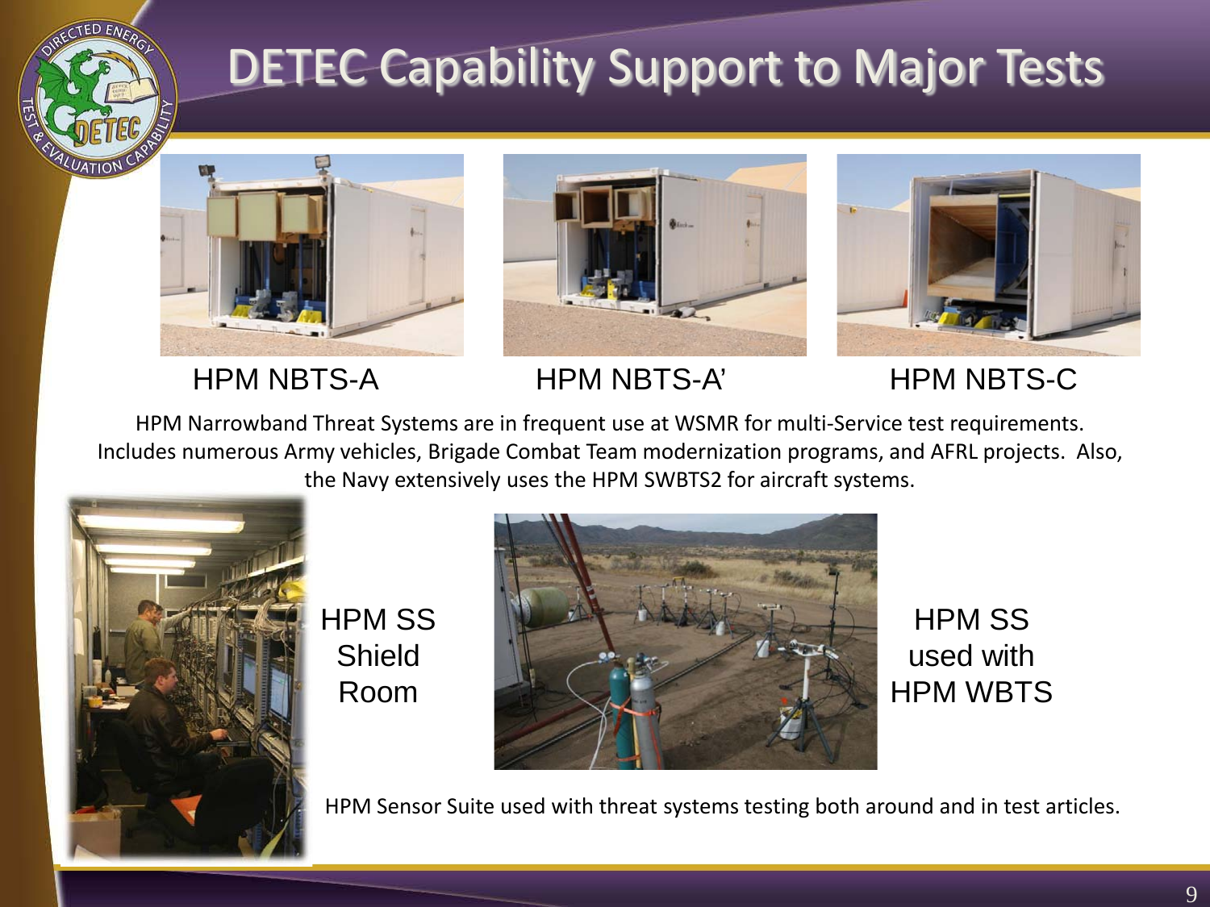# DETEC Capability Support to Major Tests

HPM NBTS-A

HPM NBTS-A’

HPM NBTS-C

HPM Narrowband Threat Systems are in frequent use at WSMR for multi-Service test requirements. Includes numerous Army vehicles, Brigade Combat Team modernization programs, and AFRL projects. Also, the Navy extensively uses the HPM SWBTS2 for aircraft systems.

HPM SS Shield Room

HPM SS used with HPM WBTS

HPM Sensor Suite used with threat systems testing both around and in test articles.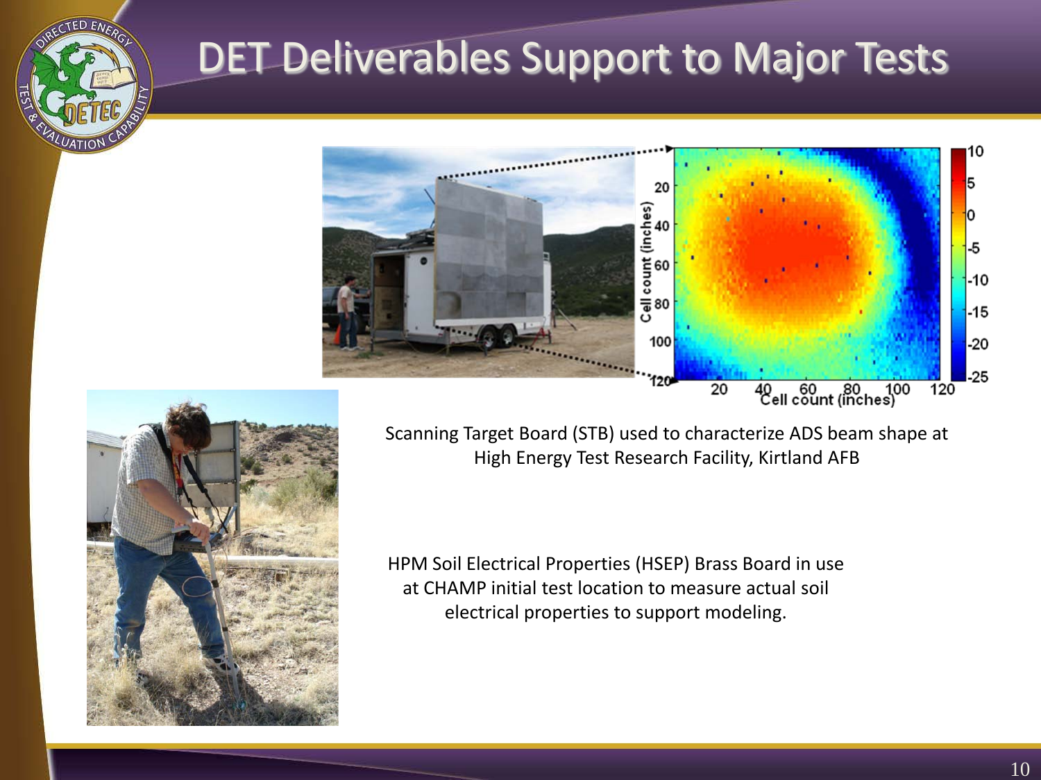# DET Deliverables Support to Major Tests

Scanning Target Board (STB) used to characterize ADS beam shape at High Energy Test Research Facility, Kirtland AFB

HPM Soil Electrical Properties (HSEP) Brass Board in use at CHAMP initial test location to measure actual soil electrical properties to support modeling.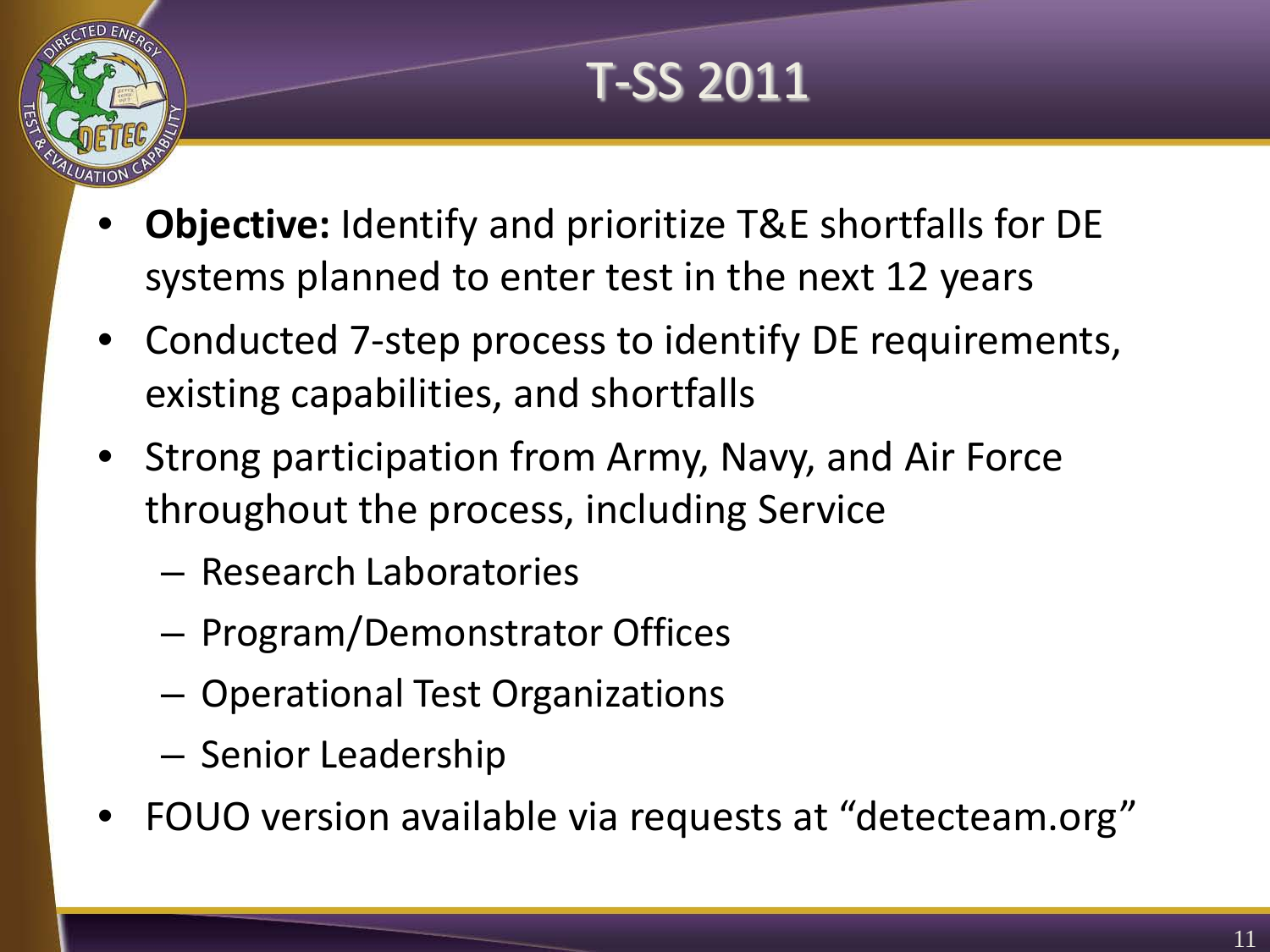# T-SS 2011

- **Objective:** Identify and prioritize T&E shortfalls for DE systems planned to enter test in the next 12 years
- Conducted 7-step process to identify DE requirements, existing capabilities, and shortfalls
- Strong participation from Army, Navy, and Air Force throughout the process, including Service
  - Research Laboratories
  - Program/Demonstrator Offices
  - Operational Test Organizations
  - Senior Leadership
- FOUO version available via requests at “detecteam.org”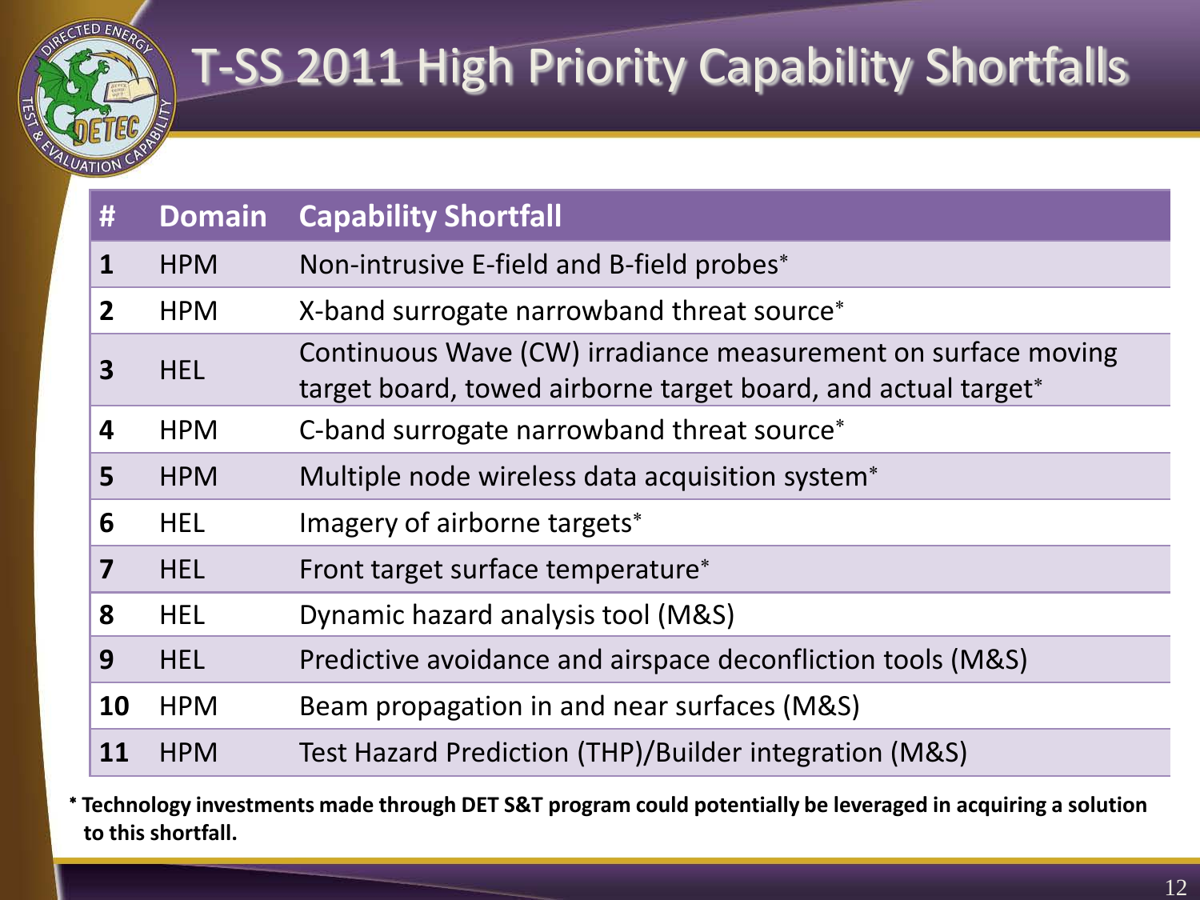# T-SS 2011 High Priority Capability Shortfalls

| # | Domain | Capability Shortfall |
|---|---|---|
| 1 | HPM | Non-intrusive E-field and B-field probes* |
| 2 | HPM | X-band surrogate narrowband threat source* |
| 3 | HEL | Continuous Wave (CW) irradiance measurement on surface moving target board, towed airborne target board, and actual target* |
| 4 | HPM | C-band surrogate narrowband threat source* |
| 5 | HPM | Multiple node wireless data acquisition system* |
| 6 | HEL | Imagery of airborne targets* |
| 7 | HEL | Front target surface temperature* |
| 8 | HEL | Dynamic hazard analysis tool (M&S) |
| 9 | HEL | Predictive avoidance and airspace deconfliction tools (M&S) |
| 10 | HPM | Beam propagation in and near surfaces (M&S) |
| 11 | HPM | Test Hazard Prediction (THP)/Builder integration (M&S) |

**\* Technology investments made through DET S&T program could potentially be leveraged in acquiring a solution to this shortfall.**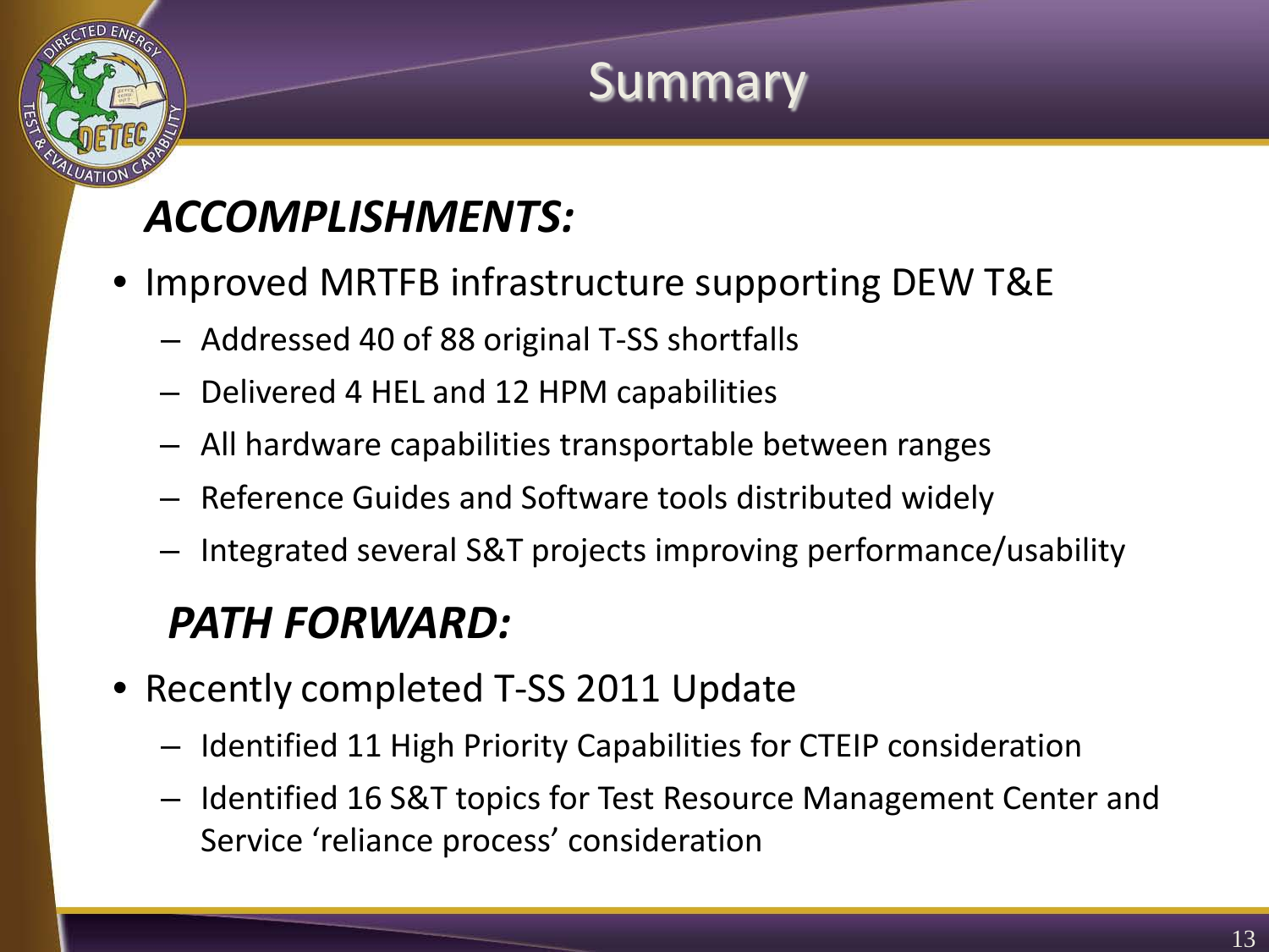# Summary

## *ACCOMPLISHMENTS:*

- Improved MRTFB infrastructure supporting DEW T&E
  - Addressed 40 of 88 original T-SS shortfalls
  - Delivered 4 HEL and 12 HPM capabilities
  - All hardware capabilities transportable between ranges
  - Reference Guides and Software tools distributed widely
  - Integrated several S&T projects improving performance/usability

## *PATH FORWARD:*

- Recently completed T-SS 2011 Update
  - Identified 11 High Priority Capabilities for CTEIP consideration
  - Identified 16 S&T topics for Test Resource Management Center and Service ‘reliance process’ consideration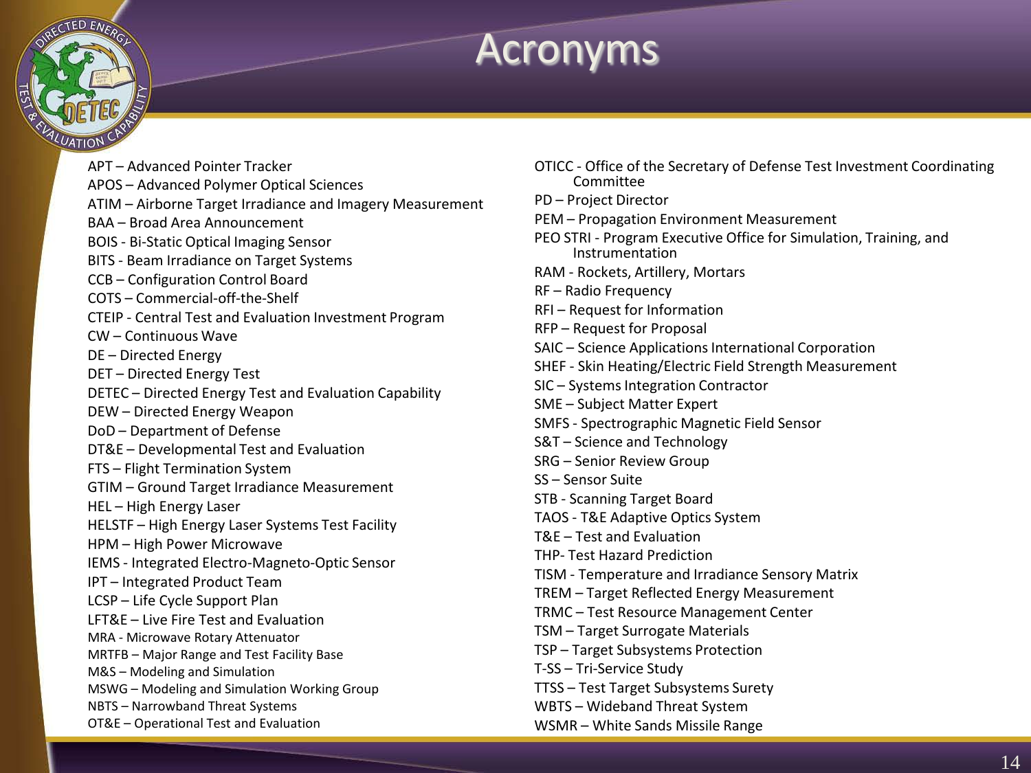# Acronyms

APT – Advanced Pointer Tracker
APOS – Advanced Polymer Optical Sciences
ATIM – Airborne Target Irradiance and Imagery Measurement
BAA – Broad Area Announcement
BOIS - Bi-Static Optical Imaging Sensor
BITS - Beam Irradiance on Target Systems
CCB – Configuration Control Board
COTS – Commercial-off-the-Shelf
CTEIP - Central Test and Evaluation Investment Program
CW – Continuous Wave
DE – Directed Energy
DET – Directed Energy Test
DETEC – Directed Energy Test and Evaluation Capability
DEW – Directed Energy Weapon
DoD – Department of Defense
DT&E – Developmental Test and Evaluation
FTS – Flight Termination System
GTIM – Ground Target Irradiance Measurement
HEL – High Energy Laser
HELSTF – High Energy Laser Systems Test Facility
HPM – High Power Microwave
IEMS - Integrated Electro-Magneto-Optic Sensor
IPT – Integrated Product Team
LCSP – Life Cycle Support Plan
LFT&E – Live Fire Test and Evaluation
MRA - Microwave Rotary Attenuator
MRTFB – Major Range and Test Facility Base
M&S – Modeling and Simulation
MSWG – Modeling and Simulation Working Group
NBTS – Narrowband Threat Systems
OT&E – Operational Test and Evaluation
OTICC - Office of the Secretary of Defense Test Investment Coordinating Committee
PD – Project Director
PEM – Propagation Environment Measurement
PEO STRI - Program Executive Office for Simulation, Training, and Instrumentation
RAM - Rockets, Artillery, Mortars
RF – Radio Frequency
RFI – Request for Information
RFP – Request for Proposal
SAIC – Science Applications International Corporation
SHEF - Skin Heating/Electric Field Strength Measurement
SIC – Systems Integration Contractor
SME – Subject Matter Expert
SMFS - Spectrographic Magnetic Field Sensor
S&T – Science and Technology
SRG – Senior Review Group
SS – Sensor Suite
STB - Scanning Target Board
TAOS - T&E Adaptive Optics System
T&E – Test and Evaluation
THP- Test Hazard Prediction
TISM - Temperature and Irradiance Sensory Matrix
TREM – Target Reflected Energy Measurement
TRMC – Test Resource Management Center
TSM – Target Surrogate Materials
TSP – Target Subsystems Protection
T-SS – Tri-Service Study
TTSS – Test Target Subsystems Surety
WBTS – Wideband Threat System
WSMR – White Sands Missile Range